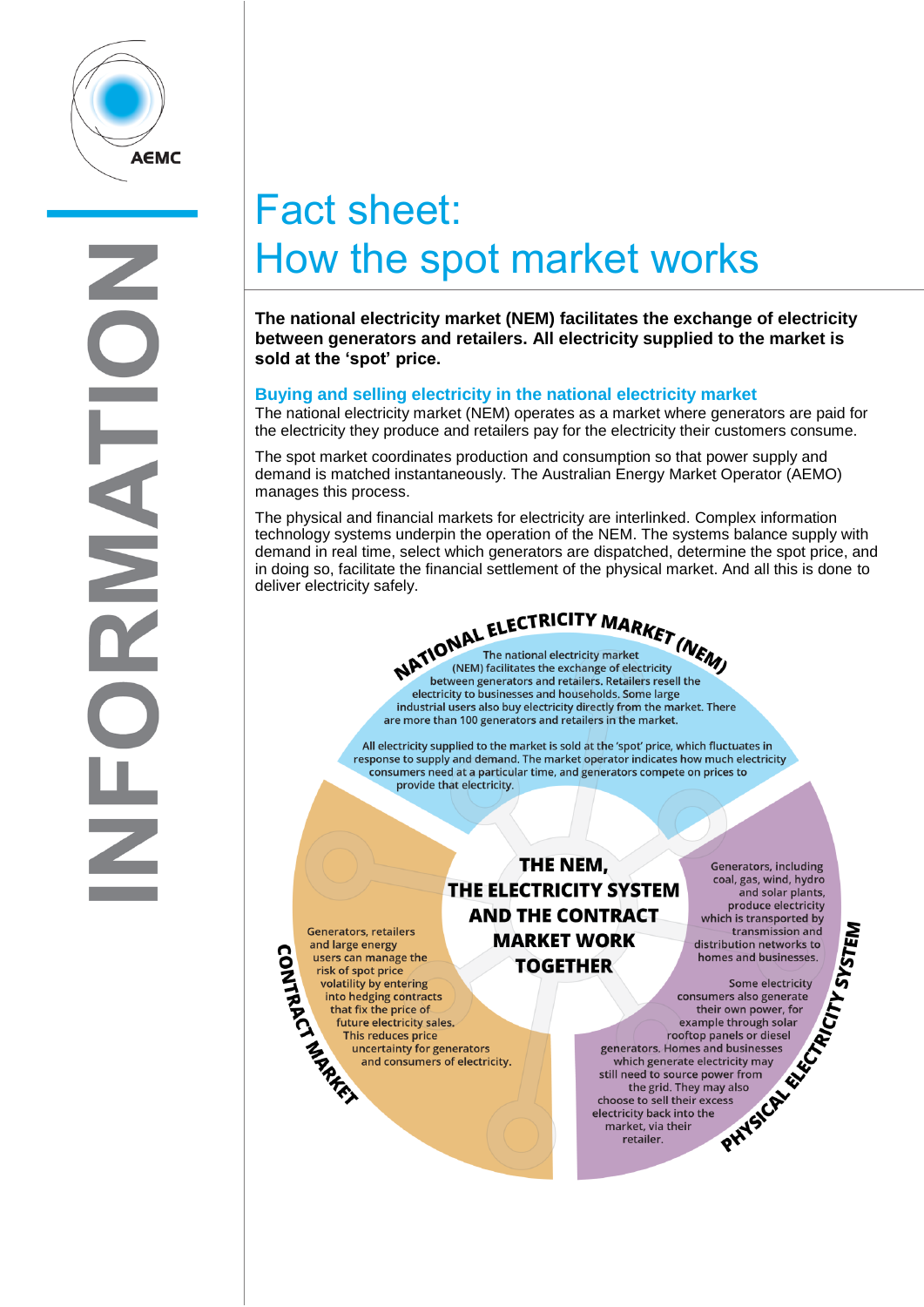# Fact sheet: How the spot market works

**The national electricity market (NEM) facilitates the exchange of electricity between generators and retailers. All electricity supplied to the market is sold at the 'spot' price.**

## Buying and selling electricity in the national electricity market

The national electricity market (NEM) operates as a market where generators are paid for the electricity they produce and retailers pay for the electricity their customers consume.

The spot market coordinates production and consumption so that power supply and demand is matched instantaneously. The Australian Energy Market Operator (AEMO) manages this process.

The physical and financial markets for electricity are interlinked. Complex information technology systems underpin the operation of the NEM. The systems balance supply with demand in real time, select which generators are dispatched, determine the spot price, and in doing so, facilitate the financial settlement of the physical market. And all this is done to deliver electricity safely.

### THE NEM, THE ELECTRICITY SYSTEM AND THE CONTRACT MARKET WORK TOGETHER

**NATIONAL ELECTRICITY MARKET (NEM)**

The national electricity market (NEM) facilitates the exchange of electricity between generators and retailers. Retailers resell the electricity to businesses and households. Some large industrial users also buy electricity directly from the market. There are more than 100 generators and retailers in the market.

All electricity supplied to the market is sold at the 'spot' price, which fluctuates in response to supply and demand. The market operator indicates how much electricity consumers need at a particular time, and generators compete on prices to provide that electricity.

**CONTRACT MARKET**

Generators, retailers and large energy users can manage the risk of spot price volatility by entering into hedging contracts that fix the price of future electricity sales. This reduces price uncertainty for generators and consumers of electricity.

**PHYSICAL ELECTRICITY SYSTEM**

Generators, including coal, gas, wind, hydro and solar plants, produce electricity which is transported by transmission and distribution networks to homes and businesses.

Some electricity consumers also generate their own power, for example through solar rooftop panels or diesel generators. Homes and businesses which generate electricity may still need to source power from the grid. They may also choose to sell their excess electricity back into the market, via their retailer.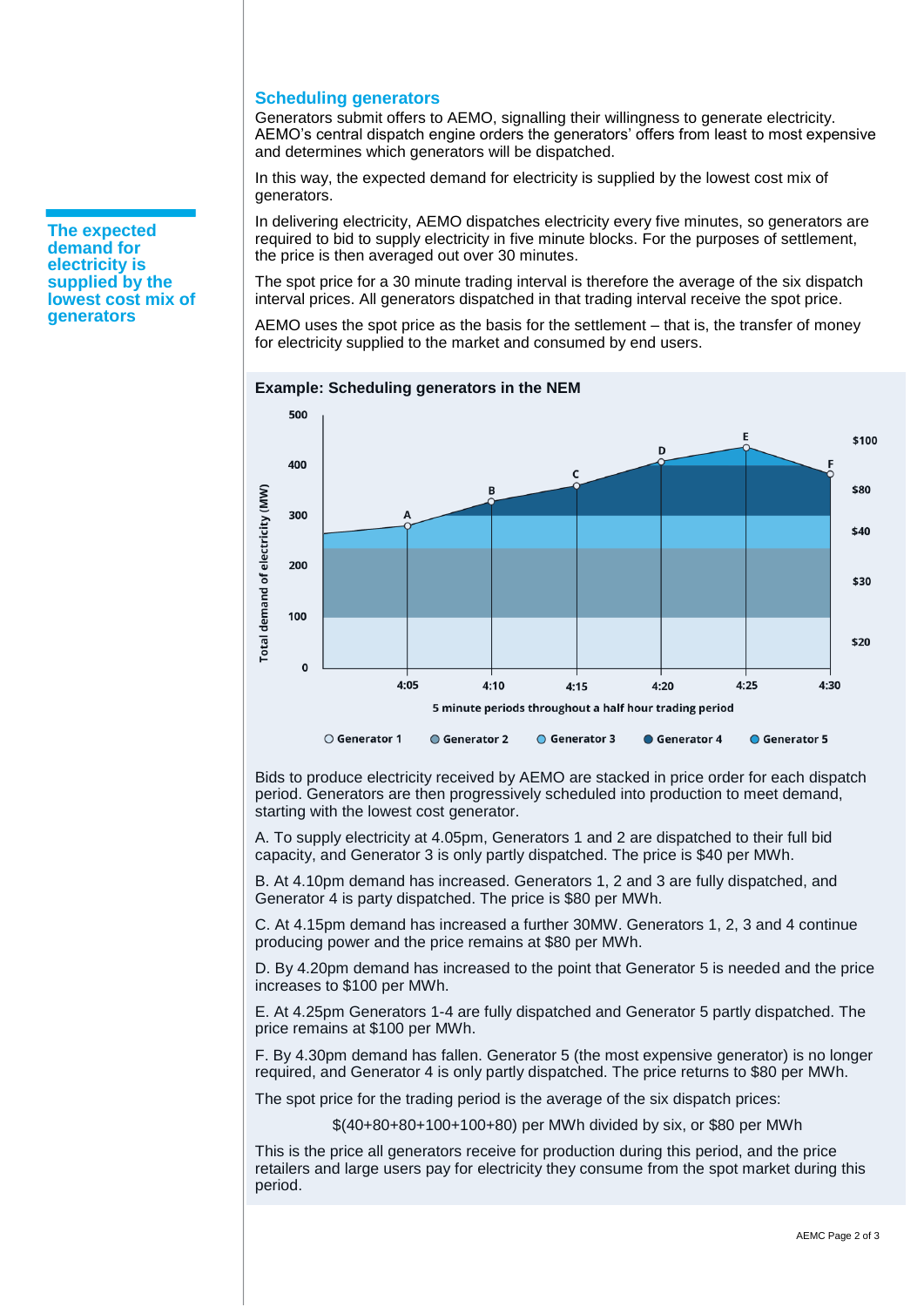## Scheduling generators

Generators submit offers to AEMO, signalling their willingness to generate electricity. AEMO's central dispatch engine orders the generators' offers from least to most expensive and determines which generators will be dispatched.

**The expected demand for electricity is supplied by the lowest cost mix of generators**

In this way, the expected demand for electricity is supplied by the lowest cost mix of generators.

In delivering electricity, AEMO dispatches electricity every five minutes, so generators are required to bid to supply electricity in five minute blocks. For the purposes of settlement, the price is then averaged out over 30 minutes.

The spot price for a 30 minute trading interval is therefore the average of the six dispatch interval prices. All generators dispatched in that trading interval receive the spot price.

AEMO uses the spot price as the basis for the settlement – that is, the transfer of money for electricity supplied to the market and consumed by end users.

**Example: Scheduling generators in the NEM**

Total demand of electricity (MW)

5 minute periods throughout a half hour trading period

| | 4:05 | 4:10 | 4:15 | 4:20 | 4:25 | 4:30 |
|---|---|---|---|---|---|---|
| Point | A | B | C | D | E | F |

Price levels: $20, $30, $40, $80, $100

Generator 1, Generator 2, Generator 3, Generator 4, Generator 5

Bids to produce electricity received by AEMO are stacked in price order for each dispatch period. Generators are then progressively scheduled into production to meet demand, starting with the lowest cost generator.

A. To supply electricity at 4.05pm, Generators 1 and 2 are dispatched to their full bid capacity, and Generator 3 is only partly dispatched. The price is $40 per MWh.

B. At 4.10pm demand has increased. Generators 1, 2 and 3 are fully dispatched, and Generator 4 is party dispatched. The price is $80 per MWh.

C. At 4.15pm demand has increased a further 30MW. Generators 1, 2, 3 and 4 continue producing power and the price remains at $80 per MWh.

D. By 4.20pm demand has increased to the point that Generator 5 is needed and the price increases to $100 per MWh.

E. At 4.25pm Generators 1-4 are fully dispatched and Generator 5 partly dispatched. The price remains at $100 per MWh.

F. By 4.30pm demand has fallen. Generator 5 (the most expensive generator) is no longer required, and Generator 4 is only partly dispatched. The price returns to $80 per MWh.

The spot price for the trading period is the average of the six dispatch prices:

$(40+80+80+100+100+80) per MWh divided by six, or $80 per MWh

This is the price all generators receive for production during this period, and the price retailers and large users pay for electricity they consume from the spot market during this period.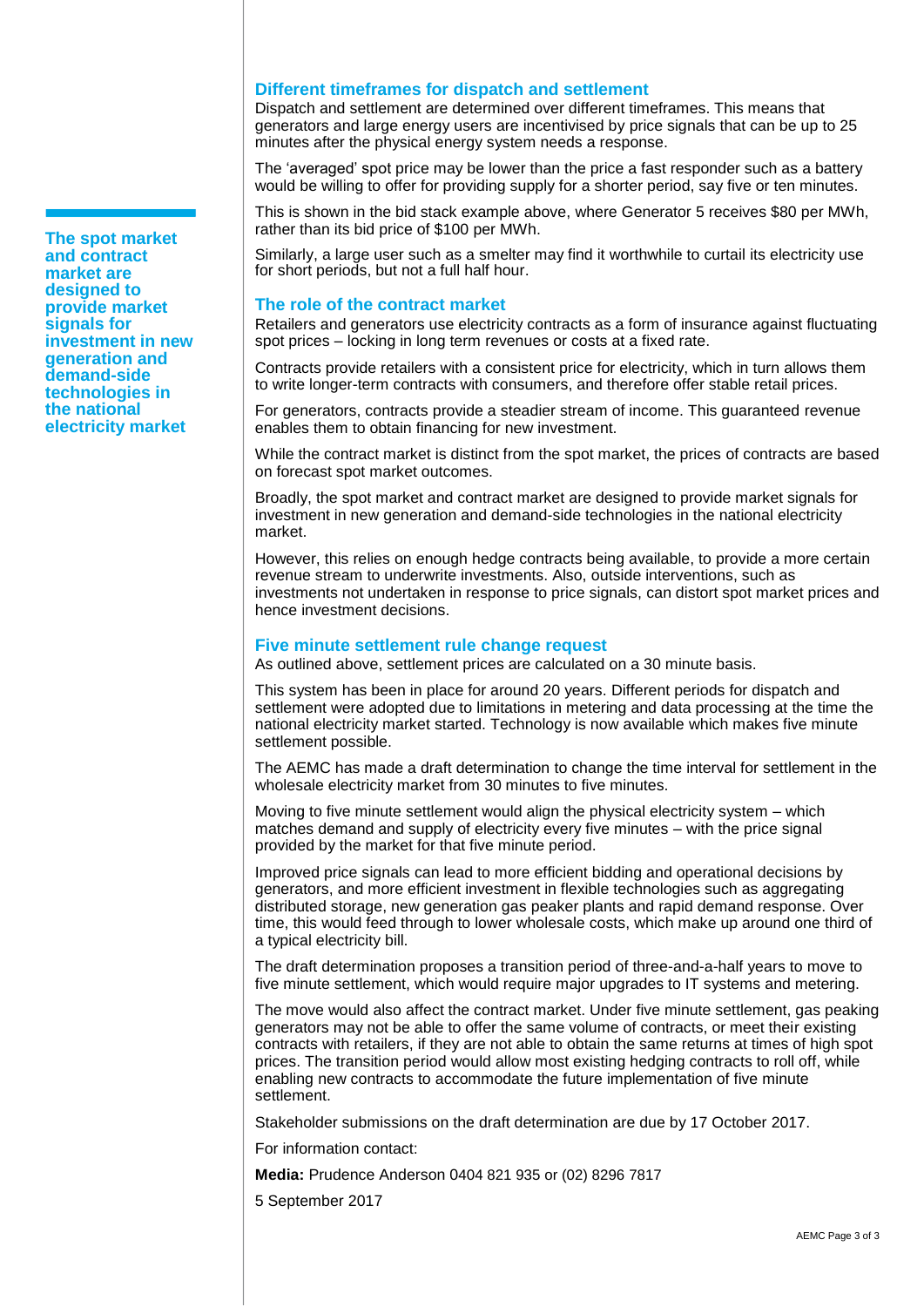## Different timeframes for dispatch and settlement

Dispatch and settlement are determined over different timeframes. This means that generators and large energy users are incentivised by price signals that can be up to 25 minutes after the physical energy system needs a response.

The 'averaged' spot price may be lower than the price a fast responder such as a battery would be willing to offer for providing supply for a shorter period, say five or ten minutes.

This is shown in the bid stack example above, where Generator 5 receives $80 per MWh, rather than its bid price of $100 per MWh.

Similarly, a large user such as a smelter may find it worthwhile to curtail its electricity use for short periods, but not a full half hour.

## The role of the contract market

Retailers and generators use electricity contracts as a form of insurance against fluctuating spot prices – locking in long term revenues or costs at a fixed rate.

Contracts provide retailers with a consistent price for electricity, which in turn allows them to write longer-term contracts with consumers, and therefore offer stable retail prices.

For generators, contracts provide a steadier stream of income. This guaranteed revenue enables them to obtain financing for new investment.

While the contract market is distinct from the spot market, the prices of contracts are based on forecast spot market outcomes.

**The spot market and contract market are designed to provide market signals for investment in new generation and demand-side technologies in the national electricity market**

Broadly, the spot market and contract market are designed to provide market signals for investment in new generation and demand-side technologies in the national electricity market.

However, this relies on enough hedge contracts being available, to provide a more certain revenue stream to underwrite investments. Also, outside interventions, such as investments not undertaken in response to price signals, can distort spot market prices and hence investment decisions.

## Five minute settlement rule change request

As outlined above, settlement prices are calculated on a 30 minute basis.

This system has been in place for around 20 years. Different periods for dispatch and settlement were adopted due to limitations in metering and data processing at the time the national electricity market started. Technology is now available which makes five minute settlement possible.

The AEMC has made a draft determination to change the time interval for settlement in the wholesale electricity market from 30 minutes to five minutes.

Moving to five minute settlement would align the physical electricity system – which matches demand and supply of electricity every five minutes – with the price signal provided by the market for that five minute period.

Improved price signals can lead to more efficient bidding and operational decisions by generators, and more efficient investment in flexible technologies such as aggregating distributed storage, new generation gas peaker plants and rapid demand response. Over time, this would feed through to lower wholesale costs, which make up around one third of a typical electricity bill.

The draft determination proposes a transition period of three-and-a-half years to move to five minute settlement, which would require major upgrades to IT systems and metering.

The move would also affect the contract market. Under five minute settlement, gas peaking generators may not be able to offer the same volume of contracts, or meet their existing contracts with retailers, if they are not able to obtain the same returns at times of high spot prices. The transition period would allow most existing hedging contracts to roll off, while enabling new contracts to accommodate the future implementation of five minute settlement.

Stakeholder submissions on the draft determination are due by 17 October 2017.

For information contact:

**Media:** Prudence Anderson 0404 821 935 or (02) 8296 7817

5 September 2017